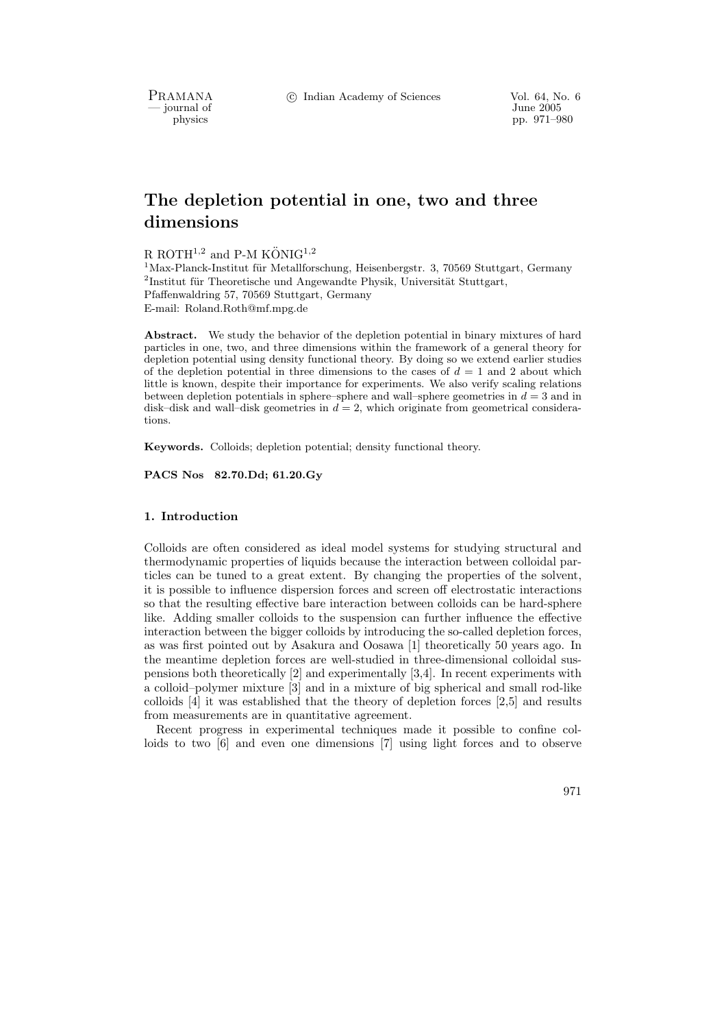# The depletion potential in one, two and three dimensions

R ROTH[1,2] and P-M KÖNIG[1,2]

[1]Max-Planck-Institut für Metallforschung, Heisenbergstr. 3, 70569 Stuttgart, Germany
[2]Institut für Theoretische und Angewandte Physik, Universität Stuttgart, Pfaffenwaldring 57, 70569 Stuttgart, Germany
E-mail: Roland.Roth@mf.mpg.de

**Abstract.** We study the behavior of the depletion potential in binary mixtures of hard particles in one, two, and three dimensions within the framework of a general theory for depletion potential using density functional theory. By doing so we extend earlier studies of the depletion potential in three dimensions to the cases of $d = 1$ and 2 about which little is known, despite their importance for experiments. We also verify scaling relations between depletion potentials in sphere–sphere and wall–sphere geometries in $d = 3$ and in disk–disk and wall–disk geometries in $d = 2$, which originate from geometrical considerations.

**Keywords.** Colloids; depletion potential; density functional theory.

**PACS Nos 82.70.Dd; 61.20.Gy**

## 1. Introduction

Colloids are often considered as ideal model systems for studying structural and thermodynamic properties of liquids because the interaction between colloidal particles can be tuned to a great extent. By changing the properties of the solvent, it is possible to influence dispersion forces and screen off electrostatic interactions so that the resulting effective bare interaction between colloids can be hard-sphere like. Adding smaller colloids to the suspension can further influence the effective interaction between the bigger colloids by introducing the so-called depletion forces, as was first pointed out by Asakura and Oosawa [1] theoretically 50 years ago. In the meantime depletion forces are well-studied in three-dimensional colloidal suspensions both theoretically [2] and experimentally [3,4]. In recent experiments with a colloid–polymer mixture [3] and in a mixture of big spherical and small rod-like colloids [4] it was established that the theory of depletion forces [2,5] and results from measurements are in quantitative agreement.

Recent progress in experimental techniques made it possible to confine colloids to two [6] and even one dimensions [7] using light forces and to observe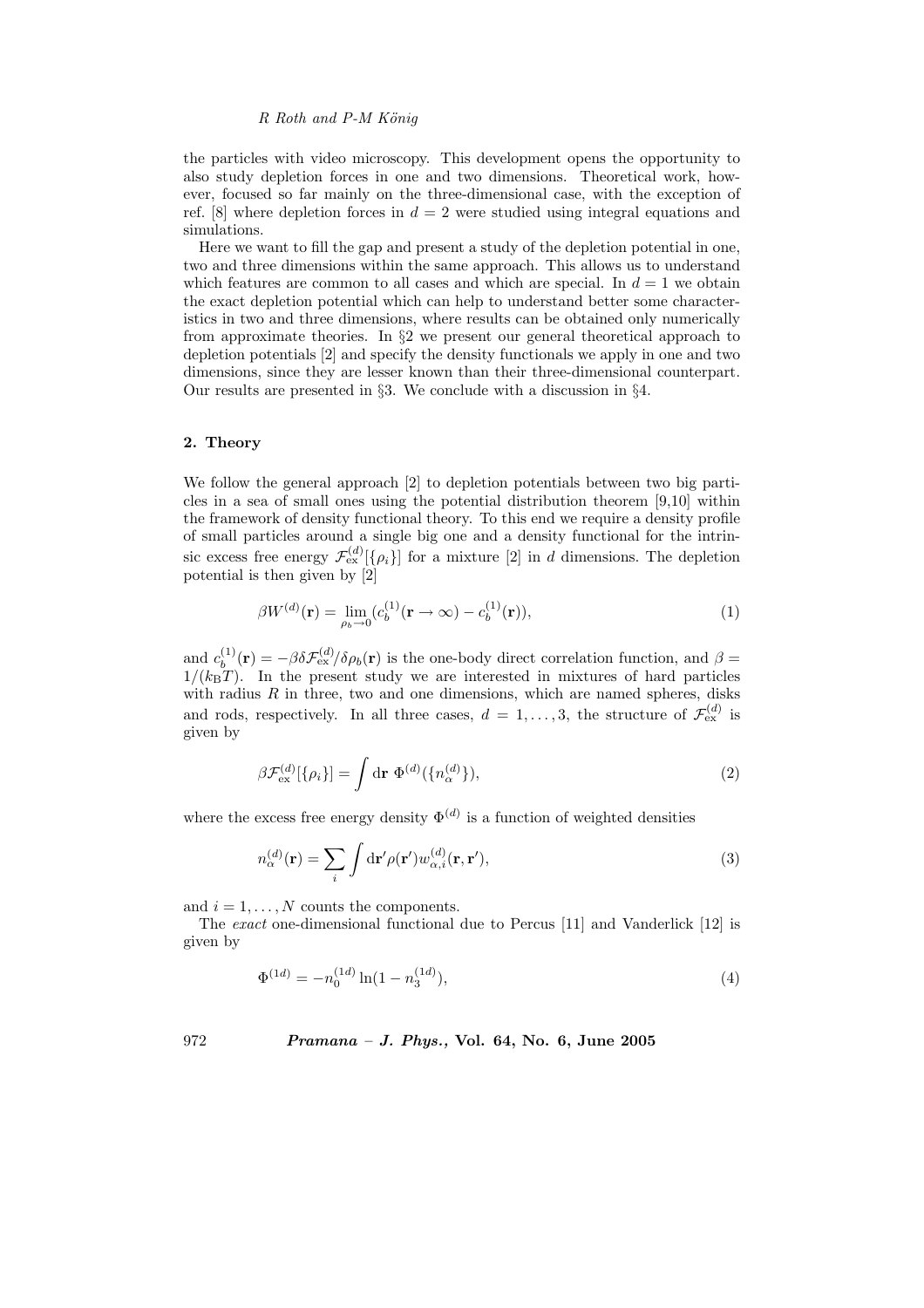the particles with video microscopy. This development opens the opportunity to also study depletion forces in one and two dimensions. Theoretical work, however, focused so far mainly on the three-dimensional case, with the exception of ref. [8] where depletion forces in $d = 2$ were studied using integral equations and simulations.

Here we want to fill the gap and present a study of the depletion potential in one, two and three dimensions within the same approach. This allows us to understand which features are common to all cases and which are special. In $d = 1$ we obtain the exact depletion potential which can help to understand better some characteristics in two and three dimensions, where results can be obtained only numerically from approximate theories. In §2 we present our general theoretical approach to depletion potentials [2] and specify the density functionals we apply in one and two dimensions, since they are lesser known than their three-dimensional counterpart. Our results are presented in §3. We conclude with a discussion in §4.

## 2. Theory

We follow the general approach [2] to depletion potentials between two big particles in a sea of small ones using the potential distribution theorem [9,10] within the framework of density functional theory. To this end we require a density profile of small particles around a single big one and a density functional for the intrinsic excess free energy $\mathcal{F}_{\rm ex}^{(d)}[\{\rho_i\}]$ for a mixture [2] in $d$ dimensions. The depletion potential is then given by [2]

$$\beta W^{(d)}(\mathbf{r}) = \lim_{\rho_b \to 0} (c_b^{(1)}(\mathbf{r} \to \infty) - c_b^{(1)}(\mathbf{r})), \tag{1}$$

and $c_b^{(1)}(\mathbf{r}) = -\beta \delta \mathcal{F}_{\rm ex}^{(d)} / \delta \rho_b(\mathbf{r})$ is the one-body direct correlation function, and $\beta = 1/(k_{\rm B}T)$. In the present study we are interested in mixtures of hard particles with radius $R$ in three, two and one dimensions, which are named spheres, disks and rods, respectively. In all three cases, $d = 1, \ldots, 3$, the structure of $\mathcal{F}_{\rm ex}^{(d)}$ is given by

$$\beta \mathcal{F}_{\rm ex}^{(d)}[\{\rho_i\}] = \int {\rm d}\mathbf{r} \; \Phi^{(d)}(\{n_\alpha^{(d)}\}), \tag{2}$$

where the excess free energy density $\Phi^{(d)}$ is a function of weighted densities

$$n_\alpha^{(d)}(\mathbf{r}) = \sum_i \int {\rm d}\mathbf{r}' \rho(\mathbf{r}') w_{\alpha,i}^{(d)}(\mathbf{r}, \mathbf{r}'), \tag{3}$$

and $i = 1, \ldots, N$ counts the components.

The *exact* one-dimensional functional due to Percus [11] and Vanderlick [12] is given by

$$\Phi^{(1d)} = -n_0^{(1d)} \ln(1 - n_3^{(1d)}), \tag{4}$$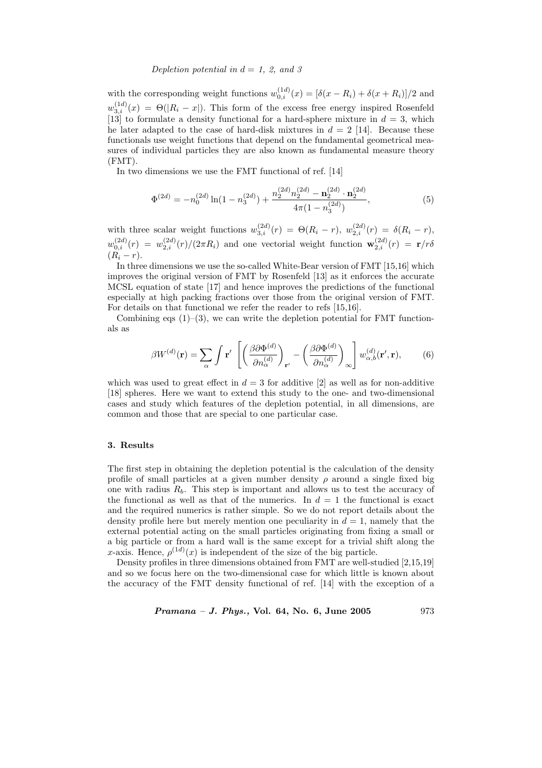with the corresponding weight functions $w_{0,i}^{(1d)}(x) = [\delta(x - R_i) + \delta(x + R_i)]/2$ and $w_{3,i}^{(1d)}(x) = \Theta(|R_i - x|)$. This form of the excess free energy inspired Rosenfeld [13] to formulate a density functional for a hard-sphere mixture in $d = 3$, which he later adapted to the case of hard-disk mixtures in $d = 2$ [14]. Because these functionals use weight functions that depend on the fundamental geometrical measures of individual particles they are also known as fundamental measure theory (FMT).

In two dimensions we use the FMT functional of ref. [14]

$$\Phi^{(2d)} = -n_0^{(2d)} \ln(1 - n_3^{(2d)}) + \frac{n_2^{(2d)} n_2^{(2d)} - \mathbf{n}_2^{(2d)} \cdot \mathbf{n}_2^{(2d)}}{4\pi(1 - n_3^{(2d)})}, \tag{5}$$

with three scalar weight functions $w_{3,i}^{(2d)}(r) = \Theta(R_i - r)$, $w_{2,i}^{(2d)}(r) = \delta(R_i - r)$, $w_{0,i}^{(2d)}(r) = w_{2,i}^{(2d)}(r)/(2\pi R_i)$ and one vectorial weight function $\mathbf{w}_{2,i}^{(2d)}(r) = \mathbf{r}/r\delta(R_i - r)$.

In three dimensions we use the so-called White-Bear version of FMT [15,16] which improves the original version of FMT by Rosenfeld [13] as it enforces the accurate MCSL equation of state [17] and hence improves the predictions of the functional especially at high packing fractions over those from the original version of FMT. For details on that functional we refer the reader to refs [15,16].

Combining eqs (1)–(3), we can write the depletion potential for FMT functionals as

$$\beta W^{(d)}(\mathbf{r}) = \sum_\alpha \int \mathbf{r}' \left[ \left( \frac{\beta \partial \Phi^{(d)}}{\partial n_\alpha^{(d)}} \right)_{\mathbf{r}'} - \left( \frac{\beta \partial \Phi^{(d)}}{\partial n_\alpha^{(d)}} \right)_\infty \right] w_{\alpha,b}^{(d)}(\mathbf{r}', \mathbf{r}), \tag{6}$$

which was used to great effect in $d = 3$ for additive [2] as well as for non-additive [18] spheres. Here we want to extend this study to the one- and two-dimensional cases and study which features of the depletion potential, in all dimensions, are common and those that are special to one particular case.

## 3. Results

The first step in obtaining the depletion potential is the calculation of the density profile of small particles at a given number density $\rho$ around a single fixed big one with radius $R_b$. This step is important and allows us to test the accuracy of the functional as well as that of the numerics. In $d = 1$ the functional is exact and the required numerics is rather simple. So we do not report details about the density profile here but merely mention one peculiarity in $d = 1$, namely that the external potential acting on the small particles originating from fixing a small or a big particle or from a hard wall is the same except for a trivial shift along the $x$-axis. Hence, $\rho^{(1d)}(x)$ is independent of the size of the big particle.

Density profiles in three dimensions obtained from FMT are well-studied [2,15,19] and so we focus here on the two-dimensional case for which little is known about the accuracy of the FMT density functional of ref. [14] with the exception of a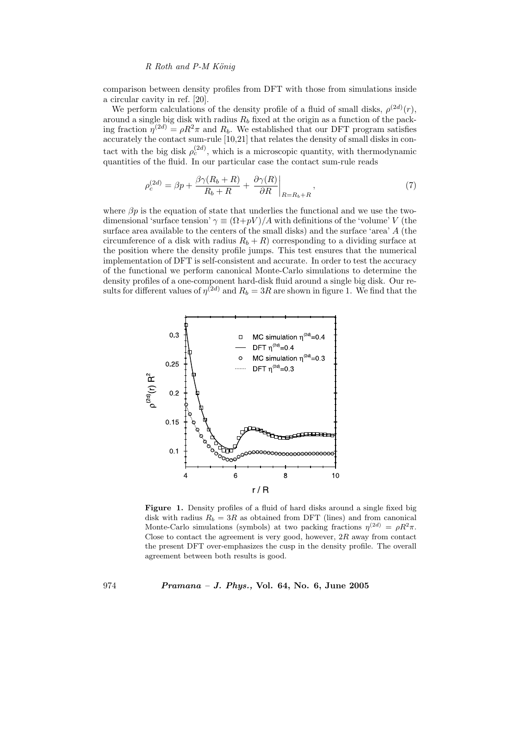comparison between density profiles from DFT with those from simulations inside a circular cavity in ref. [20].

We perform calculations of the density profile of a fluid of small disks, $\rho^{(2d)}(r)$, around a single big disk with radius $R_b$ fixed at the origin as a function of the packing fraction $\eta^{(2d)} = \rho R^2 \pi$ and $R_b$. We established that our DFT program satisfies accurately the contact sum-rule [10,21] that relates the density of small disks in contact with the big disk $\rho_c^{(2d)}$, which is a microscopic quantity, with thermodynamic quantities of the fluid. In our particular case the contact sum-rule reads

$$\rho_c^{(2d)} = \beta p + \frac{\beta \gamma(R_b + R)}{R_b + R} + \left. \frac{\partial \gamma(R)}{\partial R} \right|_{R = R_b + R}, \tag{7}$$

where $\beta p$ is the equation of state that underlies the functional and we use the two-dimensional 'surface tension' $\gamma \equiv (\Omega + pV)/A$ with definitions of the 'volume' $V$ (the surface area available to the centers of the small disks) and the surface 'area' $A$ (the circumference of a disk with radius $R_b + R$) corresponding to a dividing surface at the position where the density profile jumps. This test ensures that the numerical implementation of DFT is self-consistent and accurate. In order to test the accuracy of the functional we perform canonical Monte-Carlo simulations to determine the density profiles of a one-component hard-disk fluid around a single big disk. Our results for different values of $\eta^{(2d)}$ and $R_b = 3R$ are shown in figure 1. We find that the

**Figure 1.** Density profiles of a fluid of hard disks around a single fixed big disk with radius $R_b = 3R$ as obtained from DFT (lines) and from canonical Monte-Carlo simulations (symbols) at two packing fractions $\eta^{(2d)} = \rho R^2 \pi$. Close to contact the agreement is very good, however, $2R$ away from contact the present DFT over-emphasizes the cusp in the density profile. The overall agreement between both results is good.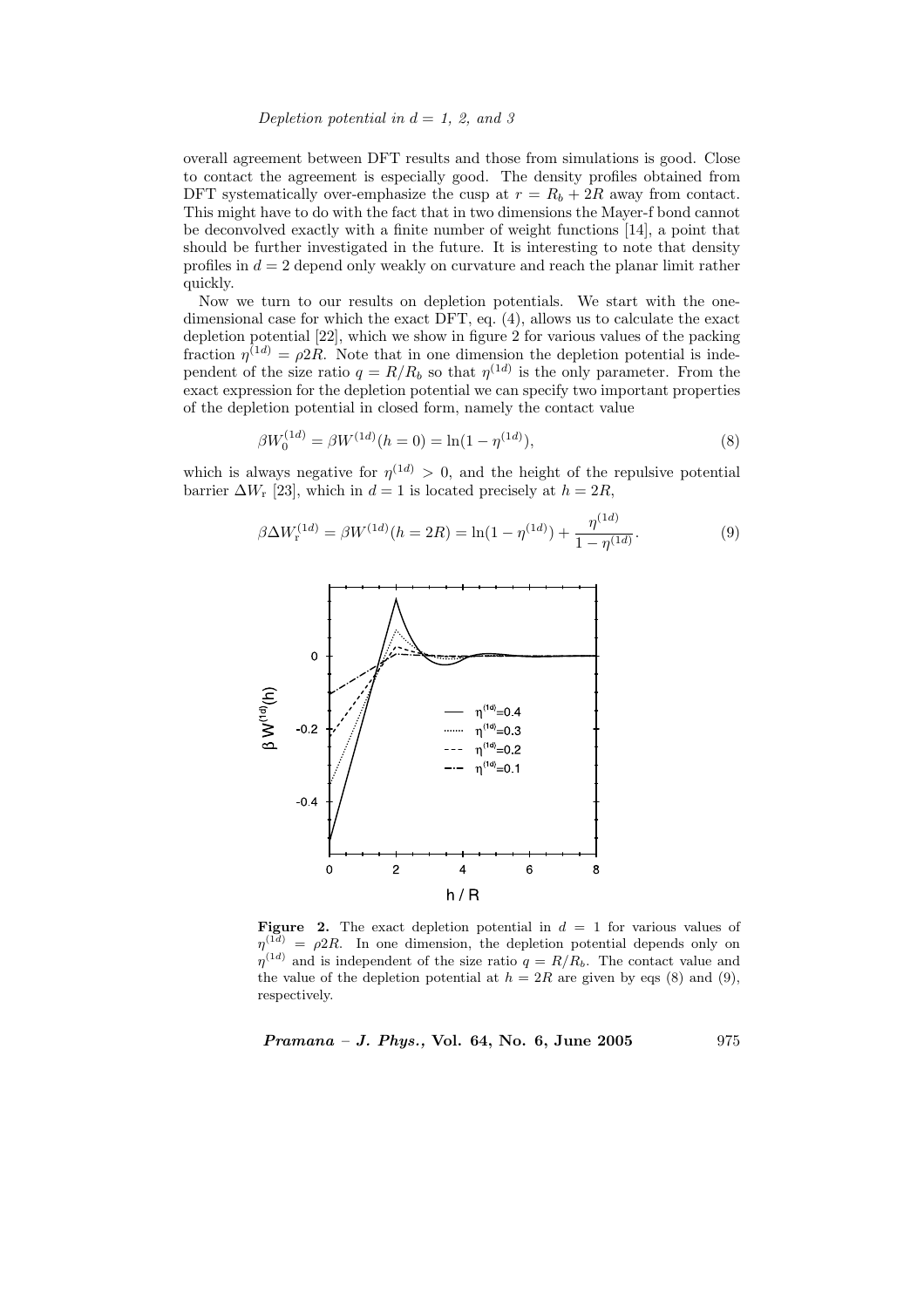overall agreement between DFT results and those from simulations is good. Close to contact the agreement is especially good. The density profiles obtained from DFT systematically over-emphasize the cusp at $r = R_b + 2R$ away from contact. This might have to do with the fact that in two dimensions the Mayer-f bond cannot be deconvolved exactly with a finite number of weight functions [14], a point that should be further investigated in the future. It is interesting to note that density profiles in $d = 2$ depend only weakly on curvature and reach the planar limit rather quickly.

Now we turn to our results on depletion potentials. We start with the one-dimensional case for which the exact DFT, eq. (4), allows us to calculate the exact depletion potential [22], which we show in figure 2 for various values of the packing fraction $\eta^{(1d)} = \rho 2R$. Note that in one dimension the depletion potential is independent of the size ratio $q = R/R_b$ so that $\eta^{(1d)}$ is the only parameter. From the exact expression for the depletion potential we can specify two important properties of the depletion potential in closed form, namely the contact value

$$\beta W_0^{(1d)} = \beta W^{(1d)}(h = 0) = \ln(1 - \eta^{(1d)}), \tag{8}$$

which is always negative for $\eta^{(1d)} > 0$, and the height of the repulsive potential barrier $\Delta W_r$ [23], which in $d = 1$ is located precisely at $h = 2R$,

$$\beta \Delta W_r^{(1d)} = \beta W^{(1d)}(h = 2R) = \ln(1 - \eta^{(1d)}) + \frac{\eta^{(1d)}}{1 - \eta^{(1d)}}. \tag{9}$$

**Figure 2.** The exact depletion potential in $d = 1$ for various values of $\eta^{(1d)} = \rho 2R$. In one dimension, the depletion potential depends only on $\eta^{(1d)}$ and is independent of the size ratio $q = R/R_b$. The contact value and the value of the depletion potential at $h = 2R$ are given by eqs (8) and (9), respectively.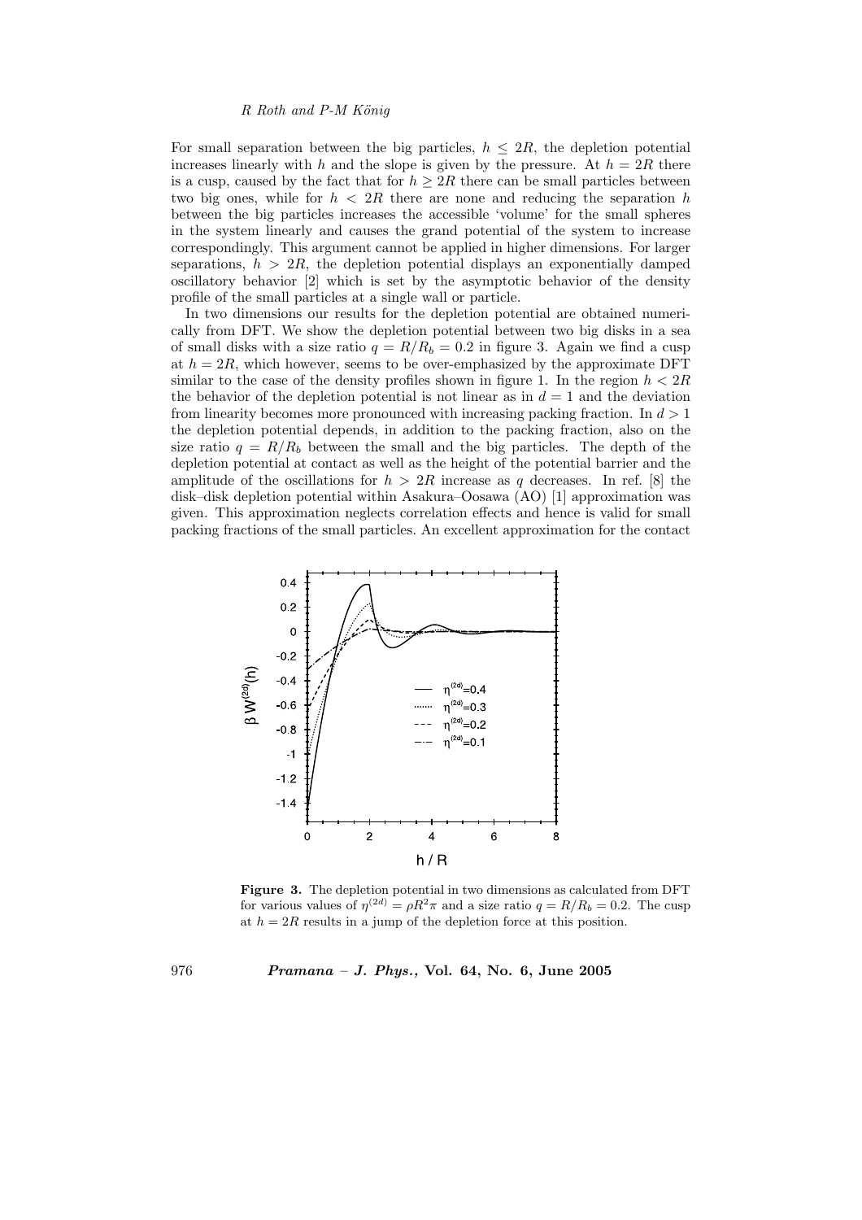For small separation between the big particles, $h \leq 2R$, the depletion potential increases linearly with $h$ and the slope is given by the pressure. At $h = 2R$ there is a cusp, caused by the fact that for $h \geq 2R$ there can be small particles between two big ones, while for $h < 2R$ there are none and reducing the separation $h$ between the big particles increases the accessible 'volume' for the small spheres in the system linearly and causes the grand potential of the system to increase correspondingly. This argument cannot be applied in higher dimensions. For larger separations, $h > 2R$, the depletion potential displays an exponentially damped oscillatory behavior [2] which is set by the asymptotic behavior of the density profile of the small particles at a single wall or particle.

In two dimensions our results for the depletion potential are obtained numerically from DFT. We show the depletion potential between two big disks in a sea of small disks with a size ratio $q = R/R_b = 0.2$ in figure 3. Again we find a cusp at $h = 2R$, which however, seems to be over-emphasized by the approximate DFT similar to the case of the density profiles shown in figure 1. In the region $h < 2R$ the behavior of the depletion potential is not linear as in $d = 1$ and the deviation from linearity becomes more pronounced with increasing packing fraction. In $d > 1$ the depletion potential depends, in addition to the packing fraction, also on the size ratio $q = R/R_b$ between the small and the big particles. The depth of the depletion potential at contact as well as the height of the potential barrier and the amplitude of the oscillations for $h > 2R$ increase as $q$ decreases. In ref. [8] the disk–disk depletion potential within Asakura–Oosawa (AO) [1] approximation was given. This approximation neglects correlation effects and hence is valid for small packing fractions of the small particles. An excellent approximation for the contact

**Figure 3.** The depletion potential in two dimensions as calculated from DFT for various values of $\eta^{(2d)} = \rho R^2 \pi$ and a size ratio $q = R/R_b = 0.2$. The cusp at $h = 2R$ results in a jump of the depletion force at this position.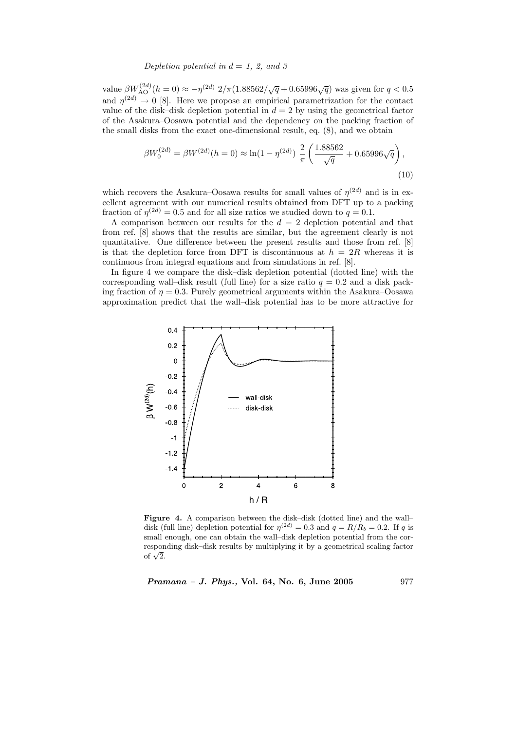value $\beta W_{\rm AO}^{(2d)}(h=0) \approx -\eta^{(2d)}\ 2/\pi(1.88562/\sqrt{q} + 0.65996\sqrt{q})$ was given for $q < 0.5$ and $\eta^{(2d)} \to 0$ [8]. Here we propose an empirical parametrization for the contact value of the disk–disk depletion potential in $d = 2$ by using the geometrical factor of the Asakura–Oosawa potential and the dependency on the packing fraction of the small disks from the exact one-dimensional result, eq. (8), and we obtain

$$\beta W_0^{(2d)} = \beta W^{(2d)}(h=0) \approx \ln(1-\eta^{(2d)})\ \frac{2}{\pi}\left(\frac{1.88562}{\sqrt{q}} + 0.65996\sqrt{q}\right), \tag{10}$$

which recovers the Asakura–Oosawa results for small values of $\eta^{(2d)}$ and is in excellent agreement with our numerical results obtained from DFT up to a packing fraction of $\eta^{(2d)} = 0.5$ and for all size ratios we studied down to $q = 0.1$.

A comparison between our results for the $d = 2$ depletion potential and that from ref. [8] shows that the results are similar, but the agreement clearly is not quantitative. One difference between the present results and those from ref. [8] is that the depletion force from DFT is discontinuous at $h = 2R$ whereas it is continuous from integral equations and from simulations in ref. [8].

In figure 4 we compare the disk–disk depletion potential (dotted line) with the corresponding wall–disk result (full line) for a size ratio $q = 0.2$ and a disk packing fraction of $\eta = 0.3$. Purely geometrical arguments within the Asakura–Oosawa approximation predict that the wall–disk potential has to be more attractive for

**Figure 4.** A comparison between the disk–disk (dotted line) and the wall–disk (full line) depletion potential for $\eta^{(2d)} = 0.3$ and $q = R/R_b = 0.2$. If $q$ is small enough, one can obtain the wall–disk depletion potential from the corresponding disk–disk results by multiplying it by a geometrical scaling factor of $\sqrt{2}$.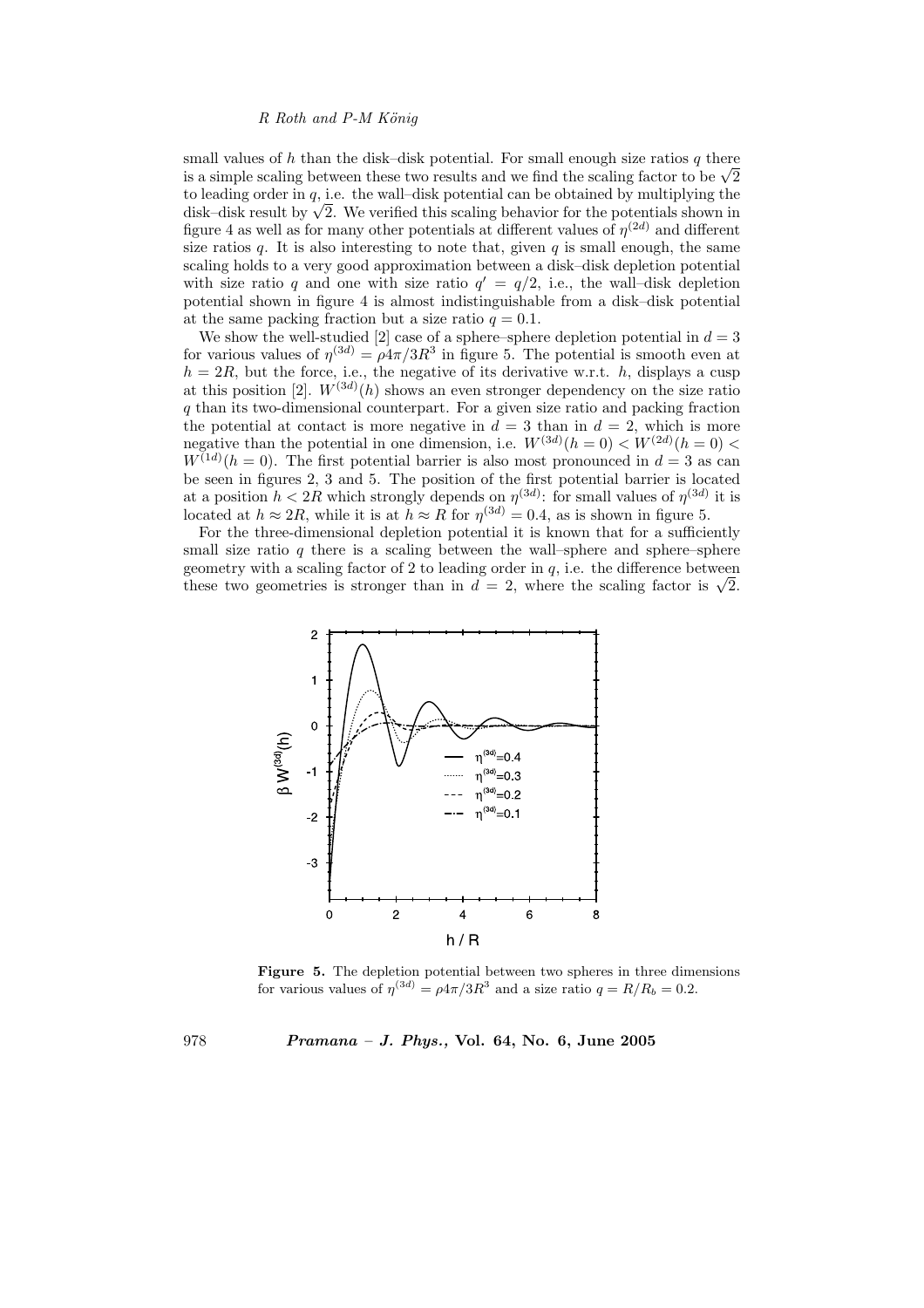small values of $h$ than the disk–disk potential. For small enough size ratios $q$ there is a simple scaling between these two results and we find the scaling factor to be $\sqrt{2}$ to leading order in $q$, i.e. the wall–disk potential can be obtained by multiplying the disk–disk result by $\sqrt{2}$. We verified this scaling behavior for the potentials shown in figure 4 as well as for many other potentials at different values of $\eta^{(2d)}$ and different size ratios $q$. It is also interesting to note that, given $q$ is small enough, the same scaling holds to a very good approximation between a disk–disk depletion potential with size ratio $q$ and one with size ratio $q' = q/2$, i.e., the wall–disk depletion potential shown in figure 4 is almost indistinguishable from a disk–disk potential at the same packing fraction but a size ratio $q = 0.1$.

We show the well-studied [2] case of a sphere–sphere depletion potential in $d = 3$ for various values of $\eta^{(3d)} = \rho 4\pi/3R^3$ in figure 5. The potential is smooth even at $h = 2R$, but the force, i.e., the negative of its derivative w.r.t. $h$, displays a cusp at this position [2]. $W^{(3d)}(h)$ shows an even stronger dependency on the size ratio $q$ than its two-dimensional counterpart. For a given size ratio and packing fraction the potential at contact is more negative in $d = 3$ than in $d = 2$, which is more negative than the potential in one dimension, i.e. $W^{(3d)}(h = 0) < W^{(2d)}(h = 0) < W^{(1d)}(h = 0)$. The first potential barrier is also most pronounced in $d = 3$ as can be seen in figures 2, 3 and 5. The position of the first potential barrier is located at a position $h < 2R$ which strongly depends on $\eta^{(3d)}$: for small values of $\eta^{(3d)}$ it is located at $h \approx 2R$, while it is at $h \approx R$ for $\eta^{(3d)} = 0.4$, as is shown in figure 5.

For the three-dimensional depletion potential it is known that for a sufficiently small size ratio $q$ there is a scaling between the wall–sphere and sphere–sphere geometry with a scaling factor of 2 to leading order in $q$, i.e. the difference between these two geometries is stronger than in $d = 2$, where the scaling factor is $\sqrt{2}$.

**Figure 5.** The depletion potential between two spheres in three dimensions for various values of $\eta^{(3d)} = \rho 4\pi/3R^3$ and a size ratio $q = R/R_b = 0.2$.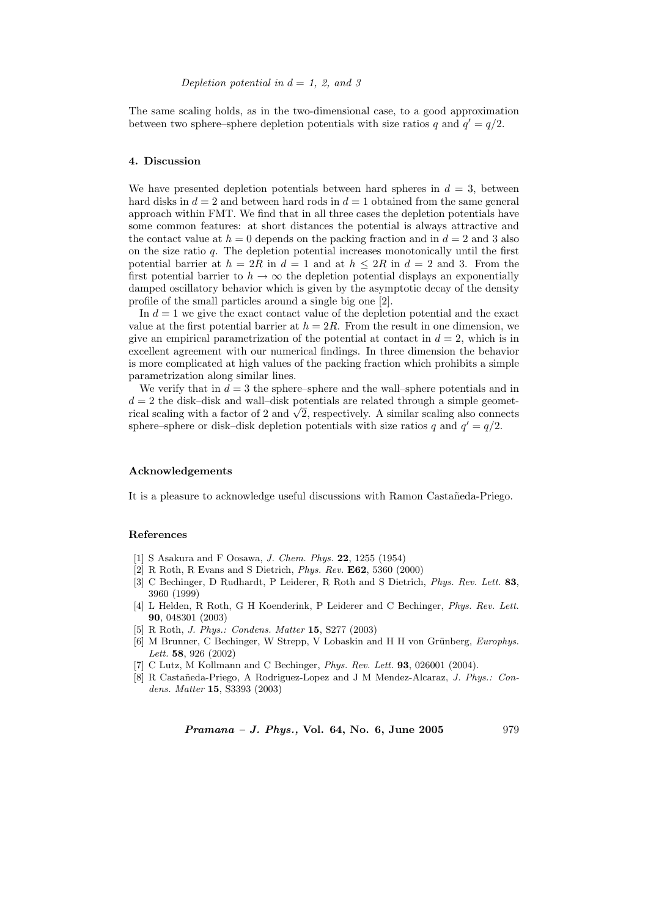The same scaling holds, as in the two-dimensional case, to a good approximation between two sphere–sphere depletion potentials with size ratios $q$ and $q' = q/2$.

### 4. Discussion

We have presented depletion potentials between hard spheres in $d = 3$, between hard disks in $d = 2$ and between hard rods in $d = 1$ obtained from the same general approach within FMT. We find that in all three cases the depletion potentials have some common features: at short distances the potential is always attractive and the contact value at $h = 0$ depends on the packing fraction and in $d = 2$ and 3 also on the size ratio $q$. The depletion potential increases monotonically until the first potential barrier at $h = 2R$ in $d = 1$ and at $h \leq 2R$ in $d = 2$ and 3. From the first potential barrier to $h \to \infty$ the depletion potential displays an exponentially damped oscillatory behavior which is given by the asymptotic decay of the density profile of the small particles around a single big one [2].

In $d = 1$ we give the exact contact value of the depletion potential and the exact value at the first potential barrier at $h = 2R$. From the result in one dimension, we give an empirical parametrization of the potential at contact in $d = 2$, which is in excellent agreement with our numerical findings. In three dimension the behavior is more complicated at high values of the packing fraction which prohibits a simple parametrization along similar lines.

We verify that in $d = 3$ the sphere–sphere and the wall–sphere potentials and in $d = 2$ the disk–disk and wall–disk potentials are related through a simple geometrical scaling with a factor of 2 and $\sqrt{2}$, respectively. A similar scaling also connects sphere–sphere or disk–disk depletion potentials with size ratios $q$ and $q' = q/2$.

### Acknowledgements

It is a pleasure to acknowledge useful discussions with Ramon Castañeda-Priego.

### References

[1] S Asakura and F Oosawa, *J. Chem. Phys.* **22**, 1255 (1954)
[2] R Roth, R Evans and S Dietrich, *Phys. Rev.* **E62**, 5360 (2000)
[3] C Bechinger, D Rudhardt, P Leiderer, R Roth and S Dietrich, *Phys. Rev. Lett.* **83**, 3960 (1999)
[4] L Helden, R Roth, G H Koenderink, P Leiderer and C Bechinger, *Phys. Rev. Lett.* **90**, 048301 (2003)
[5] R Roth, *J. Phys.: Condens. Matter* **15**, S277 (2003)
[6] M Brunner, C Bechinger, W Strepp, V Lobaskin and H H von Grünberg, *Europhys. Lett.* **58**, 926 (2002)
[7] C Lutz, M Kollmann and C Bechinger, *Phys. Rev. Lett.* **93**, 026001 (2004).
[8] R Castañeda-Priego, A Rodriguez-Lopez and J M Mendez-Alcaraz, *J. Phys.: Condens. Matter* **15**, S3393 (2003)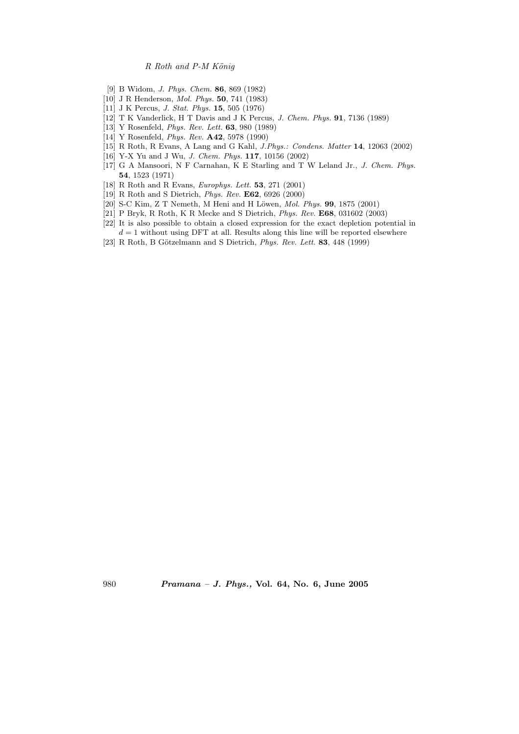[9] B Widom, *J. Phys. Chem.* **86**, 869 (1982)

[10] J R Henderson, *Mol. Phys.* **50**, 741 (1983)

[11] J K Percus, *J. Stat. Phys.* **15**, 505 (1976)

[12] T K Vanderlick, H T Davis and J K Percus, *J. Chem. Phys.* **91**, 7136 (1989)

[13] Y Rosenfeld, *Phys. Rev. Lett.* **63**, 980 (1989)

[14] Y Rosenfeld, *Phys. Rev.* **A42**, 5978 (1990)

[15] R Roth, R Evans, A Lang and G Kahl, *J.Phys.: Condens. Matter* **14**, 12063 (2002)

[16] Y-X Yu and J Wu, *J. Chem. Phys.* **117**, 10156 (2002)

[17] G A Mansoori, N F Carnahan, K E Starling and T W Leland Jr., *J. Chem. Phys.* **54**, 1523 (1971)

[18] R Roth and R Evans, *Europhys. Lett.* **53**, 271 (2001)

[19] R Roth and S Dietrich, *Phys. Rev.* **E62**, 6926 (2000)

[20] S-C Kim, Z T Nemeth, M Heni and H Löwen, *Mol. Phys.* **99**, 1875 (2001)

[21] P Bryk, R Roth, K R Mecke and S Dietrich, *Phys. Rev.* **E68**, 031602 (2003)

[22] It is also possible to obtain a closed expression for the exact depletion potential in $d = 1$ without using DFT at all. Results along this line will be reported elsewhere

[23] R Roth, B Götzelmann and S Dietrich, *Phys. Rev. Lett.* **83**, 448 (1999)